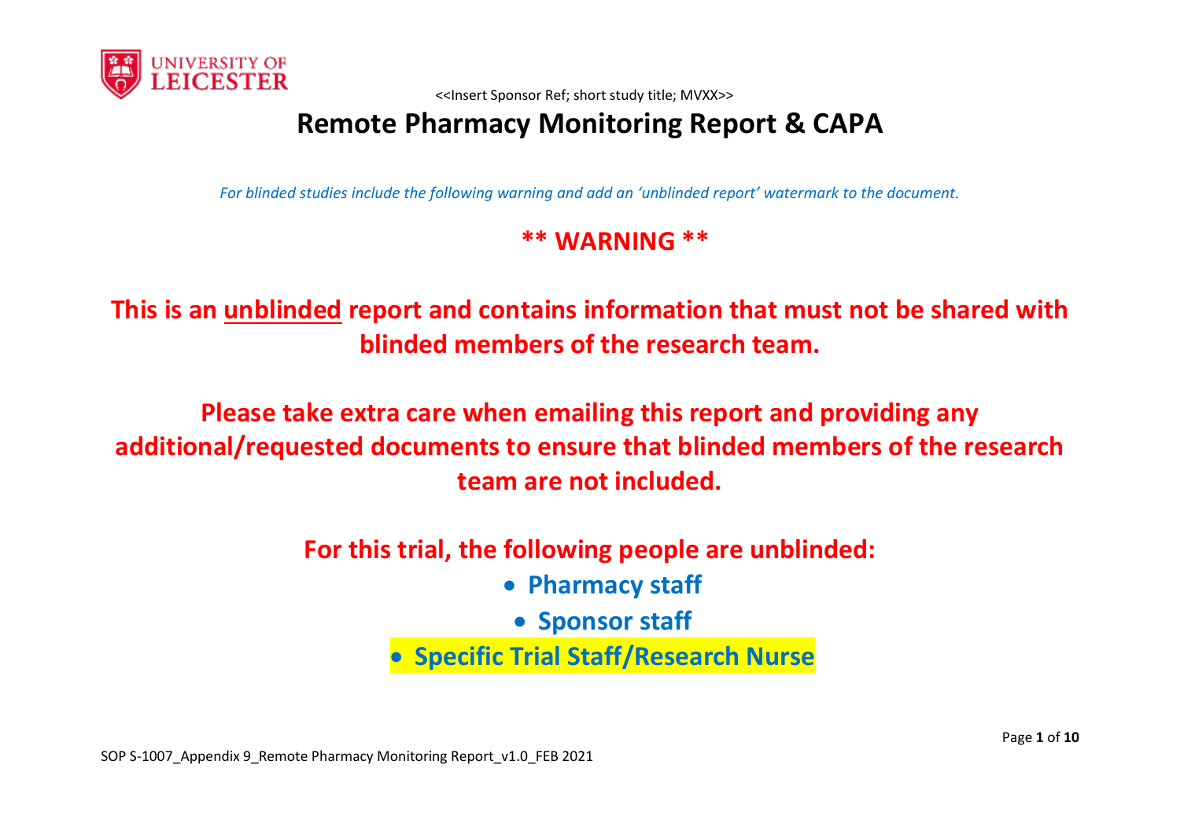<<Insert Sponsor Ref; short study title; MVXX>>

# Remote Pharmacy Monitoring Report & CAPA

*For blinded studies include the following warning and add an 'unblinded report' watermark to the document.*

## \*\* WARNING \*\*

**This is an unblinded report and contains information that must not be shared with blinded members of the research team.**

**Please take extra care when emailing this report and providing any additional/requested documents to ensure that blinded members of the research team are not included.**

**For this trial, the following people are unblinded:**

- **Pharmacy staff**
- **Sponsor staff**
- **Specific Trial Staff/Research Nurse**

SOP S-1007_Appendix 9_Remote Pharmacy Monitoring Report_v1.0_FEB 2021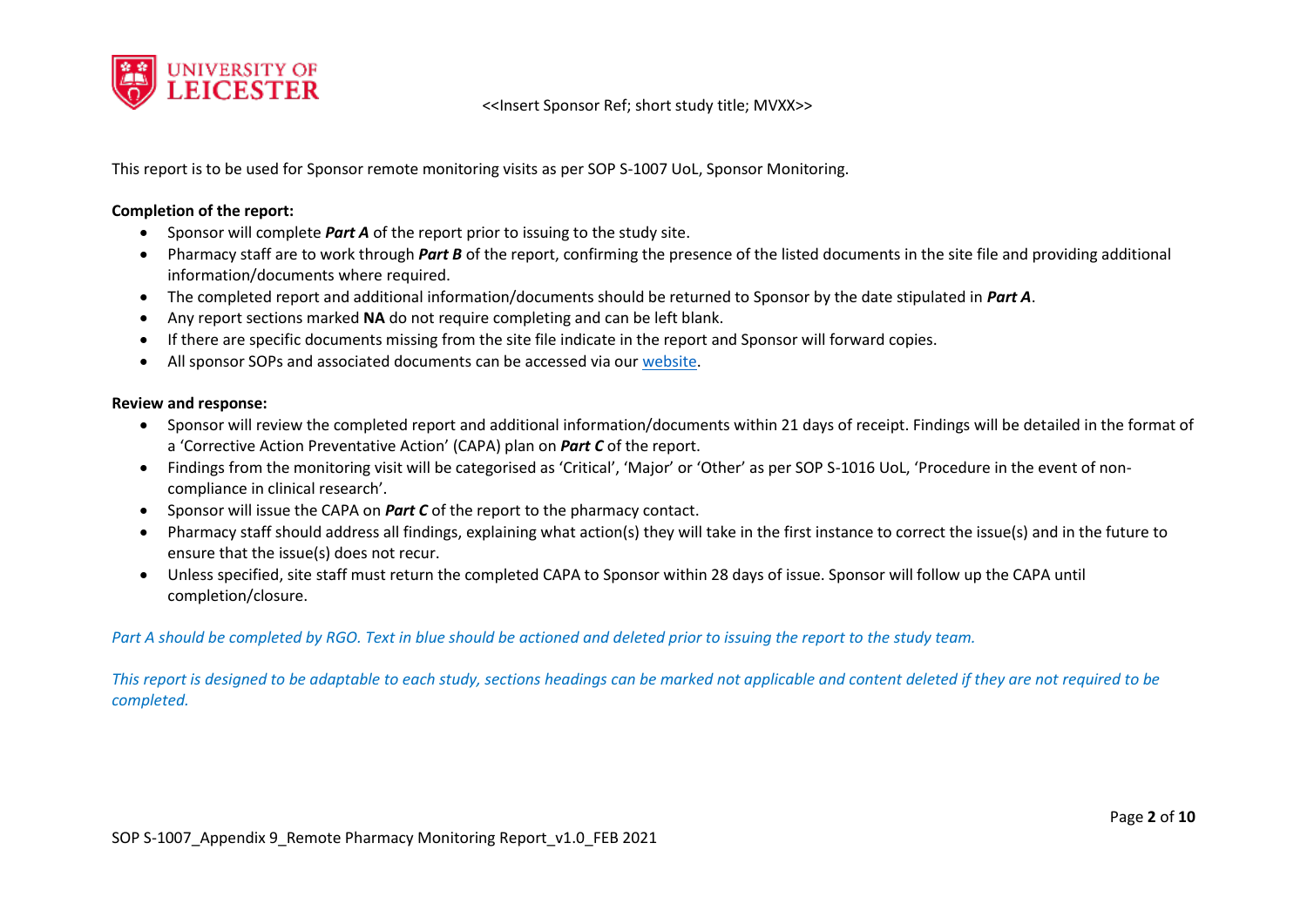This report is to be used for Sponsor remote monitoring visits as per SOP S-1007 UoL, Sponsor Monitoring.

**Completion of the report:**

- Sponsor will complete ***Part A*** of the report prior to issuing to the study site.
- Pharmacy staff are to work through ***Part B*** of the report, confirming the presence of the listed documents in the site file and providing additional information/documents where required.
- The completed report and additional information/documents should be returned to Sponsor by the date stipulated in ***Part A***.
- Any report sections marked **NA** do not require completing and can be left blank.
- If there are specific documents missing from the site file indicate in the report and Sponsor will forward copies.
- All sponsor SOPs and associated documents can be accessed via our website.

**Review and response:**

- Sponsor will review the completed report and additional information/documents within 21 days of receipt. Findings will be detailed in the format of a 'Corrective Action Preventative Action' (CAPA) plan on ***Part C*** of the report.
- Findings from the monitoring visit will be categorised as 'Critical', 'Major' or 'Other' as per SOP S-1016 UoL, 'Procedure in the event of non-compliance in clinical research'.
- Sponsor will issue the CAPA on ***Part C*** of the report to the pharmacy contact.
- Pharmacy staff should address all findings, explaining what action(s) they will take in the first instance to correct the issue(s) and in the future to ensure that the issue(s) does not recur.
- Unless specified, site staff must return the completed CAPA to Sponsor within 28 days of issue. Sponsor will follow up the CAPA until completion/closure.

*Part A should be completed by RGO. Text in blue should be actioned and deleted prior to issuing the report to the study team.*

*This report is designed to be adaptable to each study, sections headings can be marked not applicable and content deleted if they are not required to be completed.*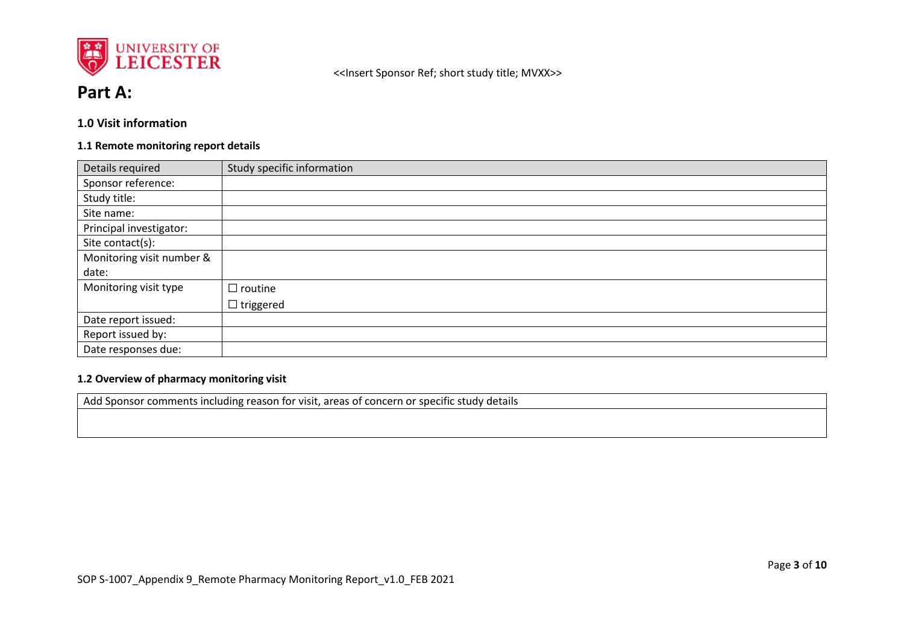# Part A:

## 1.0 Visit information

### 1.1 Remote monitoring report details

| Details required | Study specific information |
|---|---|
| Sponsor reference: | |
| Study title: | |
| Site name: | |
| Principal investigator: | |
| Site contact(s): | |
| Monitoring visit number & date: | |
| Monitoring visit type | ☐ routine<br>☐ triggered |
| Date report issued: | |
| Report issued by: | |
| Date responses due: | |

### 1.2 Overview of pharmacy monitoring visit

| Add Sponsor comments including reason for visit, areas of concern or specific study details |
|---|
| |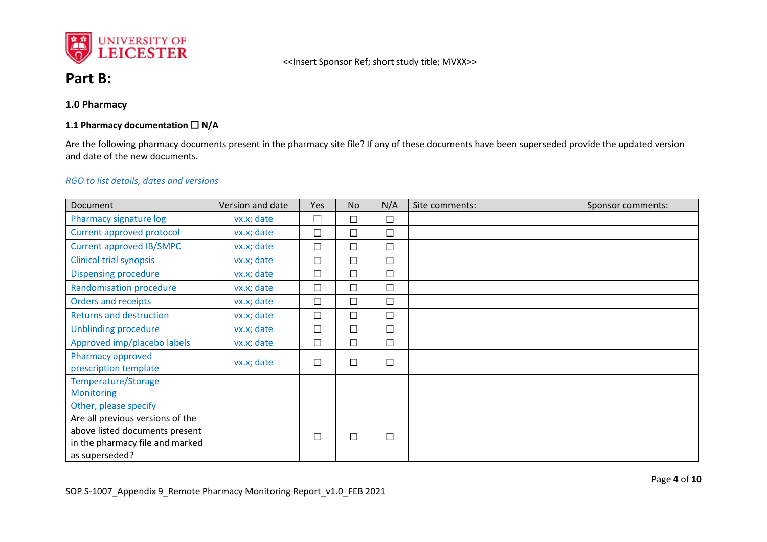**Part B:**

**1.0 Pharmacy**

**1.1 Pharmacy documentation ☐ N/A**

Are the following pharmacy documents present in the pharmacy site file? If any of these documents have been superseded provide the updated version and date of the new documents.

*RGO to list details, dates and versions*

| Document | Version and date | Yes | No | N/A | Site comments: | Sponsor comments: |
|---|---|---|---|---|---|---|
| Pharmacy signature log | vx.x; date | ☐ | ☐ | ☐ | | |
| Current approved protocol | vx.x; date | ☐ | ☐ | ☐ | | |
| Current approved IB/SMPC | vx.x; date | ☐ | ☐ | ☐ | | |
| Clinical trial synopsis | vx.x; date | ☐ | ☐ | ☐ | | |
| Dispensing procedure | vx.x; date | ☐ | ☐ | ☐ | | |
| Randomisation procedure | vx.x; date | ☐ | ☐ | ☐ | | |
| Orders and receipts | vx.x; date | ☐ | ☐ | ☐ | | |
| Returns and destruction | vx.x; date | ☐ | ☐ | ☐ | | |
| Unblinding procedure | vx.x; date | ☐ | ☐ | ☐ | | |
| Approved imp/placebo labels | vx.x; date | ☐ | ☐ | ☐ | | |
| Pharmacy approved prescription template | vx.x; date | ☐ | ☐ | ☐ | | |
| Temperature/Storage Monitoring | | | | | | |
| Other, please specify | | | | | | |
| Are all previous versions of the above listed documents present in the pharmacy file and marked as superseded? | | ☐ | ☐ | ☐ | | |

SOP S-1007_Appendix 9_Remote Pharmacy Monitoring Report_v1.0_FEB 2021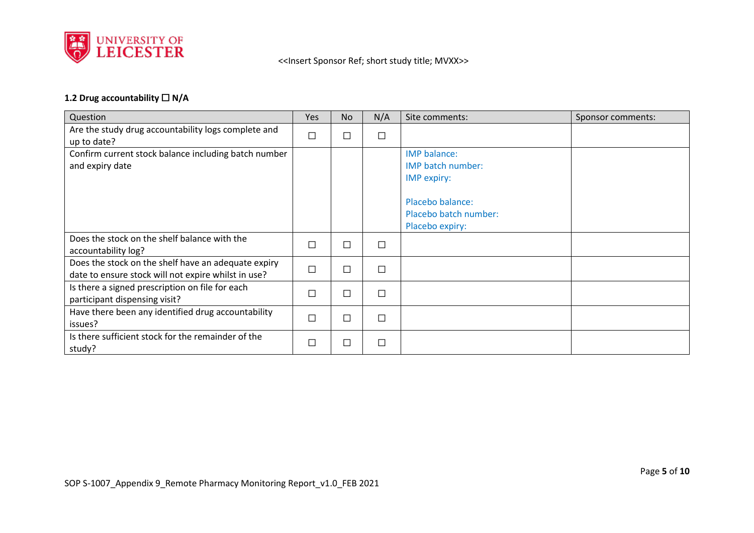### 1.2 Drug accountability ☐ N/A

| Question | Yes | No | N/A | Site comments: | Sponsor comments: |
|---|---|---|---|---|---|
| Are the study drug accountability logs complete and up to date? | ☐ | ☐ | ☐ | | |
| Confirm current stock balance including batch number and expiry date | | | | IMP balance:<br>IMP batch number:<br>IMP expiry:<br><br>Placebo balance:<br>Placebo batch number:<br>Placebo expiry: | |
| Does the stock on the shelf balance with the accountability log? | ☐ | ☐ | ☐ | | |
| Does the stock on the shelf have an adequate expiry date to ensure stock will not expire whilst in use? | ☐ | ☐ | ☐ | | |
| Is there a signed prescription on file for each participant dispensing visit? | ☐ | ☐ | ☐ | | |
| Have there been any identified drug accountability issues? | ☐ | ☐ | ☐ | | |
| Is there sufficient stock for the remainder of the study? | ☐ | ☐ | ☐ | | |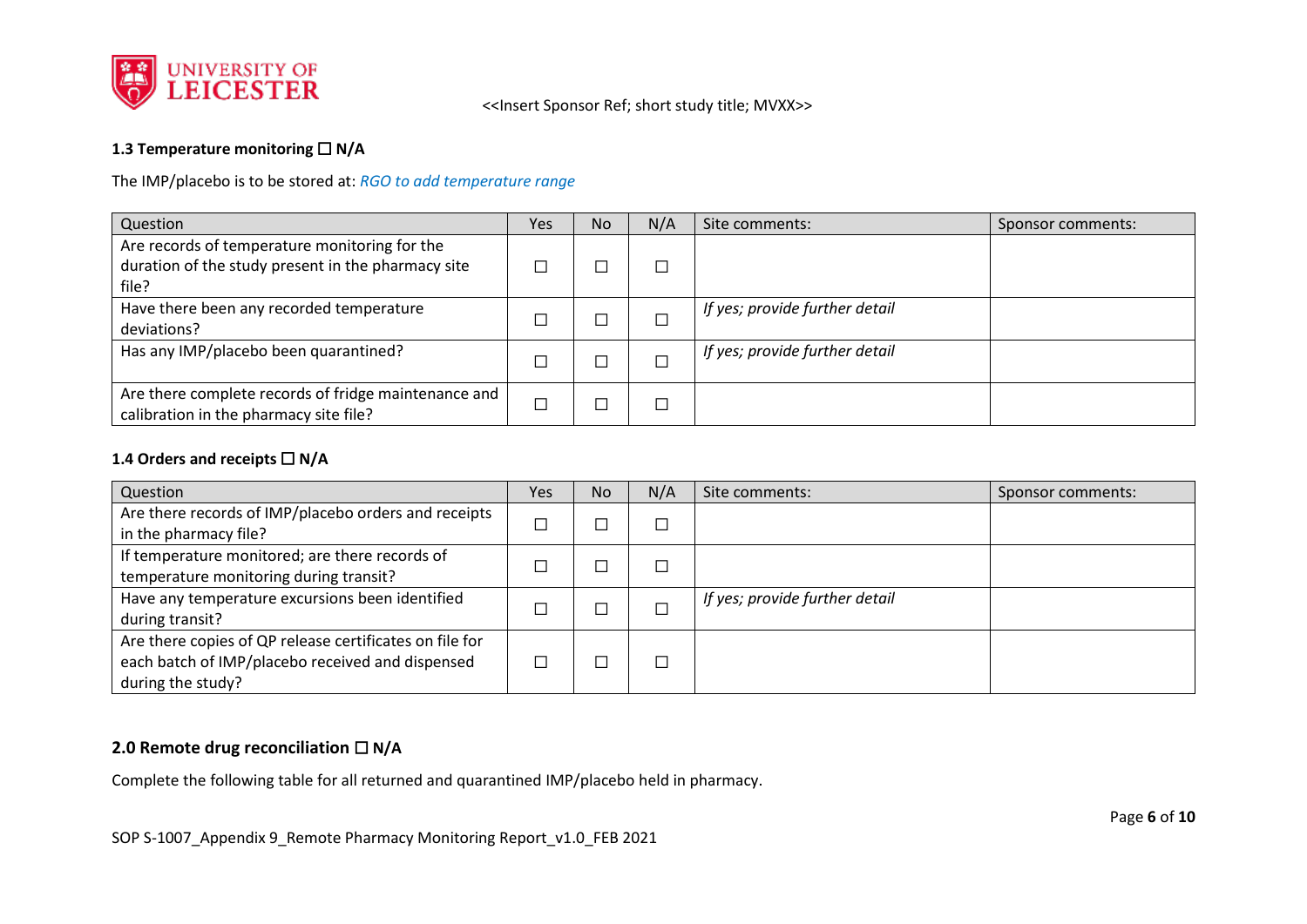### 1.3 Temperature monitoring ☐ N/A

The IMP/placebo is to be stored at: *RGO to add temperature range*

| Question | Yes | No | N/A | Site comments: | Sponsor comments: |
|---|---|---|---|---|---|
| Are records of temperature monitoring for the duration of the study present in the pharmacy site file? | ☐ | ☐ | ☐ | | |
| Have there been any recorded temperature deviations? | ☐ | ☐ | ☐ | *If yes; provide further detail* | |
| Has any IMP/placebo been quarantined? | ☐ | ☐ | ☐ | *If yes; provide further detail* | |
| Are there complete records of fridge maintenance and calibration in the pharmacy site file? | ☐ | ☐ | ☐ | | |

### 1.4 Orders and receipts ☐ N/A

| Question | Yes | No | N/A | Site comments: | Sponsor comments: |
|---|---|---|---|---|---|
| Are there records of IMP/placebo orders and receipts in the pharmacy file? | ☐ | ☐ | ☐ | | |
| If temperature monitored; are there records of temperature monitoring during transit? | ☐ | ☐ | ☐ | | |
| Have any temperature excursions been identified during transit? | ☐ | ☐ | ☐ | *If yes; provide further detail* | |
| Are there copies of QP release certificates on file for each batch of IMP/placebo received and dispensed during the study? | ☐ | ☐ | ☐ | | |

## 2.0 Remote drug reconciliation ☐ N/A

Complete the following table for all returned and quarantined IMP/placebo held in pharmacy.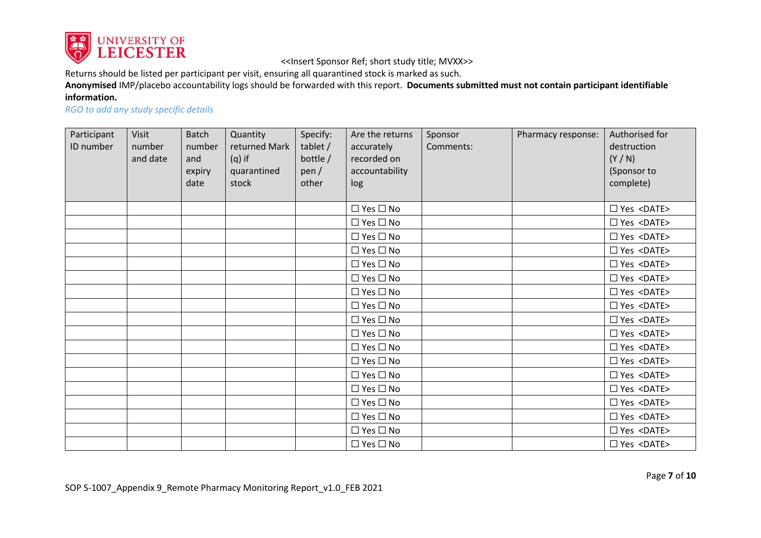<<Insert Sponsor Ref; short study title; MVXX>>

Returns should be listed per participant per visit, ensuring all quarantined stock is marked as such.

**Anonymised** IMP/placebo accountability logs should be forwarded with this report. **Documents submitted must not contain participant identifiable information.**

*RGO to add any study specific details*

| Participant ID number | Visit number and date | Batch number and expiry date | Quantity returned Mark (q) if quarantined stock | Specify: tablet / bottle / pen / other | Are the returns accurately recorded on accountability log | Sponsor Comments: | Pharmacy response: | Authorised for destruction (Y / N) (Sponsor to complete) |
|---|---|---|---|---|---|---|---|---|
| | | | | | ☐ Yes ☐ No | | | ☐ Yes <DATE> |
| | | | | | ☐ Yes ☐ No | | | ☐ Yes <DATE> |
| | | | | | ☐ Yes ☐ No | | | ☐ Yes <DATE> |
| | | | | | ☐ Yes ☐ No | | | ☐ Yes <DATE> |
| | | | | | ☐ Yes ☐ No | | | ☐ Yes <DATE> |
| | | | | | ☐ Yes ☐ No | | | ☐ Yes <DATE> |
| | | | | | ☐ Yes ☐ No | | | ☐ Yes <DATE> |
| | | | | | ☐ Yes ☐ No | | | ☐ Yes <DATE> |
| | | | | | ☐ Yes ☐ No | | | ☐ Yes <DATE> |
| | | | | | ☐ Yes ☐ No | | | ☐ Yes <DATE> |
| | | | | | ☐ Yes ☐ No | | | ☐ Yes <DATE> |
| | | | | | ☐ Yes ☐ No | | | ☐ Yes <DATE> |
| | | | | | ☐ Yes ☐ No | | | ☐ Yes <DATE> |
| | | | | | ☐ Yes ☐ No | | | ☐ Yes <DATE> |
| | | | | | ☐ Yes ☐ No | | | ☐ Yes <DATE> |
| | | | | | ☐ Yes ☐ No | | | ☐ Yes <DATE> |
| | | | | | ☐ Yes ☐ No | | | ☐ Yes <DATE> |
| | | | | | ☐ Yes ☐ No | | | ☐ Yes <DATE> |

SOP S-1007_Appendix 9_Remote Pharmacy Monitoring Report_v1.0_FEB 2021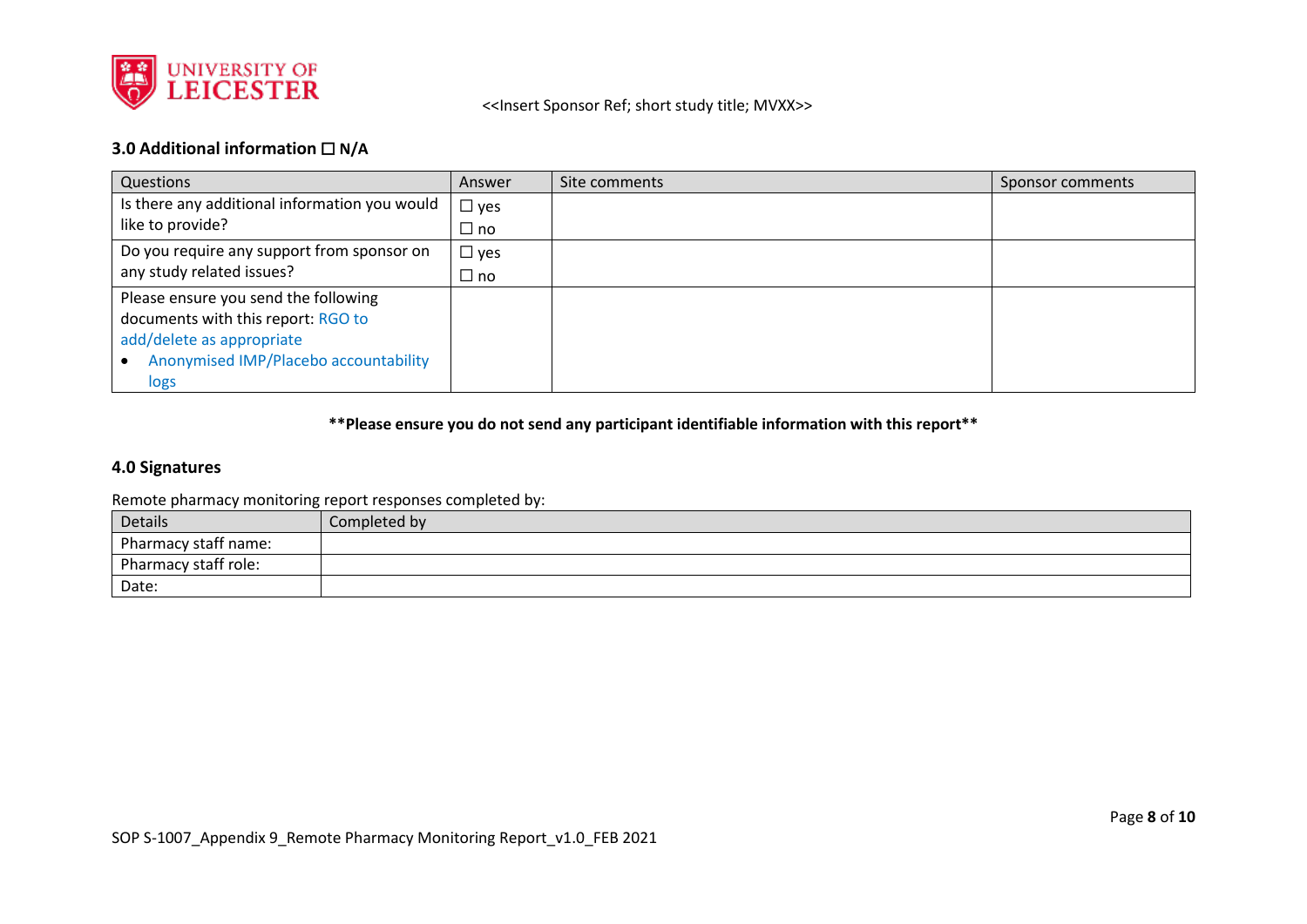## 3.0 Additional information ☐ N/A

| Questions | Answer | Site comments | Sponsor comments |
|---|---|---|---|
| Is there any additional information you would like to provide? | ☐ yes<br>☐ no | | |
| Do you require any support from sponsor on any study related issues? | ☐ yes<br>☐ no | | |
| Please ensure you send the following documents with this report: RGO to add/delete as appropriate<br>• Anonymised IMP/Placebo accountability logs | | | |

**\*\*Please ensure you do not send any participant identifiable information with this report\*\***

## 4.0 Signatures

Remote pharmacy monitoring report responses completed by:

| Details | Completed by |
|---|---|
| Pharmacy staff name: | |
| Pharmacy staff role: | |
| Date: | |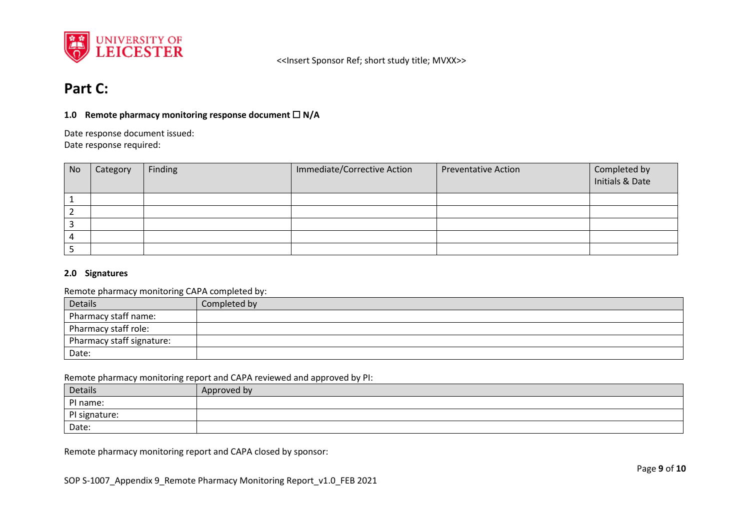# Part C:

### 1.0 Remote pharmacy monitoring response document ☐ N/A

Date response document issued:
Date response required:

| No | Category | Finding | Immediate/Corrective Action | Preventative Action | Completed by Initials & Date |
|---|---|---|---|---|---|
| 1 | | | | | |
| 2 | | | | | |
| 3 | | | | | |
| 4 | | | | | |
| 5 | | | | | |

### 2.0 Signatures

Remote pharmacy monitoring CAPA completed by:

| Details | Completed by |
|---|---|
| Pharmacy staff name: | |
| Pharmacy staff role: | |
| Pharmacy staff signature: | |
| Date: | |

Remote pharmacy monitoring report and CAPA reviewed and approved by PI:

| Details | Approved by |
|---|---|
| PI name: | |
| PI signature: | |
| Date: | |

Remote pharmacy monitoring report and CAPA closed by sponsor: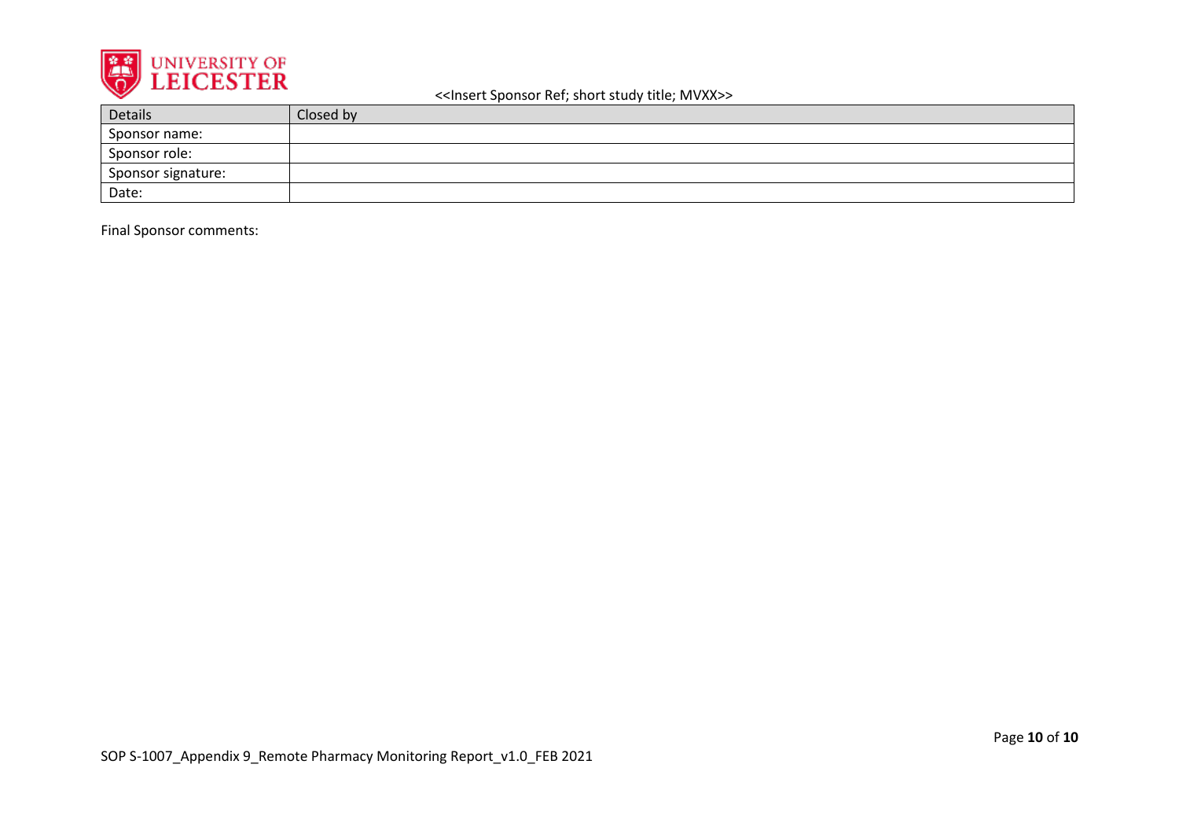| Details | Closed by |
|---|---|
| Sponsor name: | |
| Sponsor role: | |
| Sponsor signature: | |
| Date: | |

Final Sponsor comments: